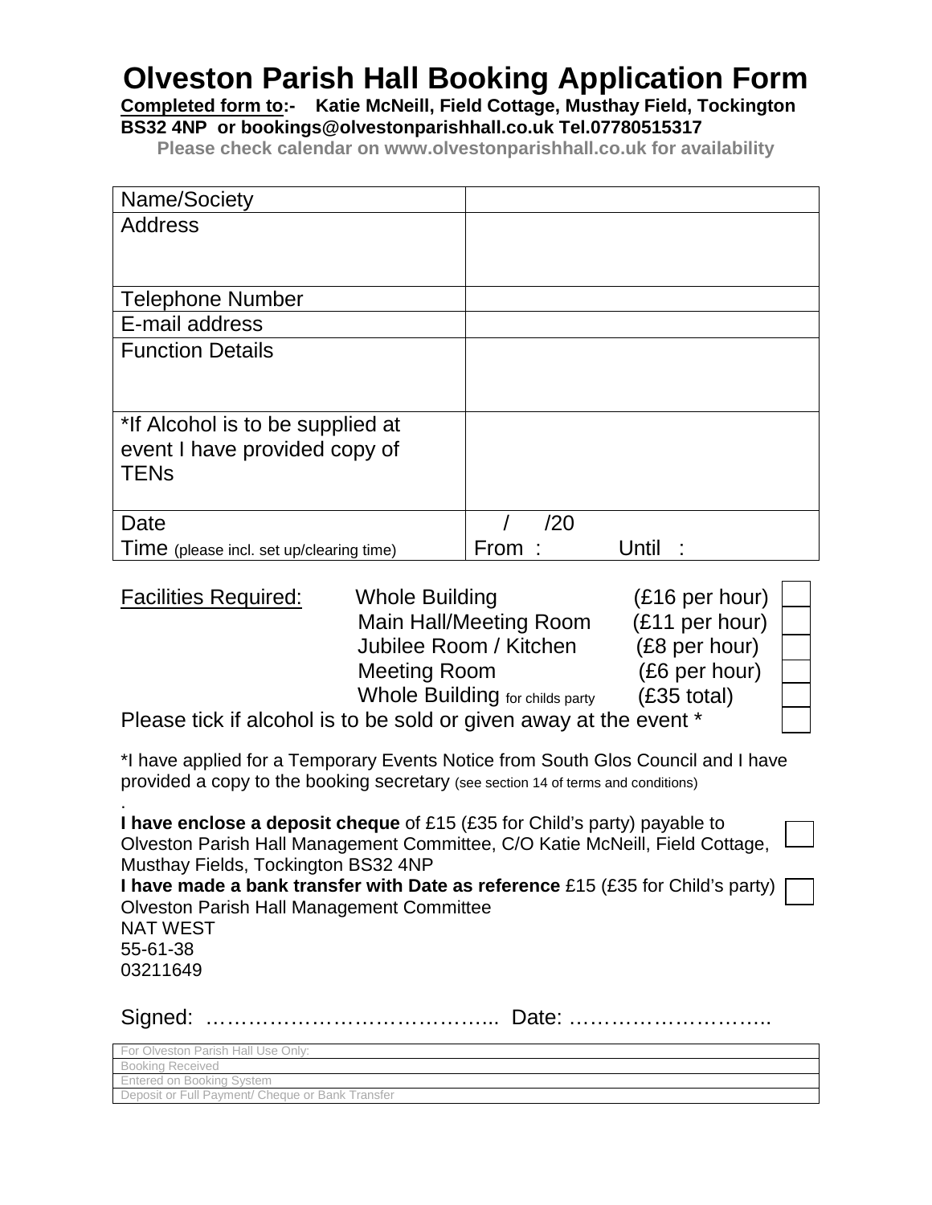# Olveston Parish Hall Booking Application Form

**Completed form to:- Katie McNeill, Field Cottage, Musthay Field, Tockington BS32 4NP or bookings@olvestonparishhall.co.uk Tel.07780515317**

**Please check calendar on www.olvestonparishhall.co.uk for availability**

| Name/Society | |
|---|---|
| Address | |
| Telephone Number | |
| E-mail address | |
| Function Details | |
| *If Alcohol is to be supplied at event I have provided copy of TENs | |
| Date<br>Time (please incl. set up/clearing time) | / /20<br>From : Until : |

Facilities Required:

| | | |
|---|---|---|
| Whole Building | (£16 per hour) | ☐ |
| Main Hall/Meeting Room | (£11 per hour) | ☐ |
| Jubilee Room / Kitchen | (£8 per hour) | ☐ |
| Meeting Room | (£6 per hour) | ☐ |
| Whole Building for childs party | (£35 total) | ☐ |

Please tick if alcohol is to be sold or given away at the event * ☐

*I have applied for a Temporary Events Notice from South Glos Council and I have provided a copy to the booking secretary (see section 14 of terms and conditions)

.

**I have enclose a deposit cheque** of £15 (£35 for Child's party) payable to Olveston Parish Hall Management Committee, C/O Katie McNeill, Field Cottage, Musthay Fields, Tockington BS32 4NP ☐

**I have made a bank transfer with Date as reference** £15 (£35 for Child's party) ☐
Olveston Parish Hall Management Committee
NAT WEST
55-61-38
03211649

Signed: ………………………………….. Date: ………………………..

| For Olveston Parish Hall Use Only: |
|---|
| Booking Received |
| Entered on Booking System |
| Deposit or Full Payment/ Cheque or Bank Transfer |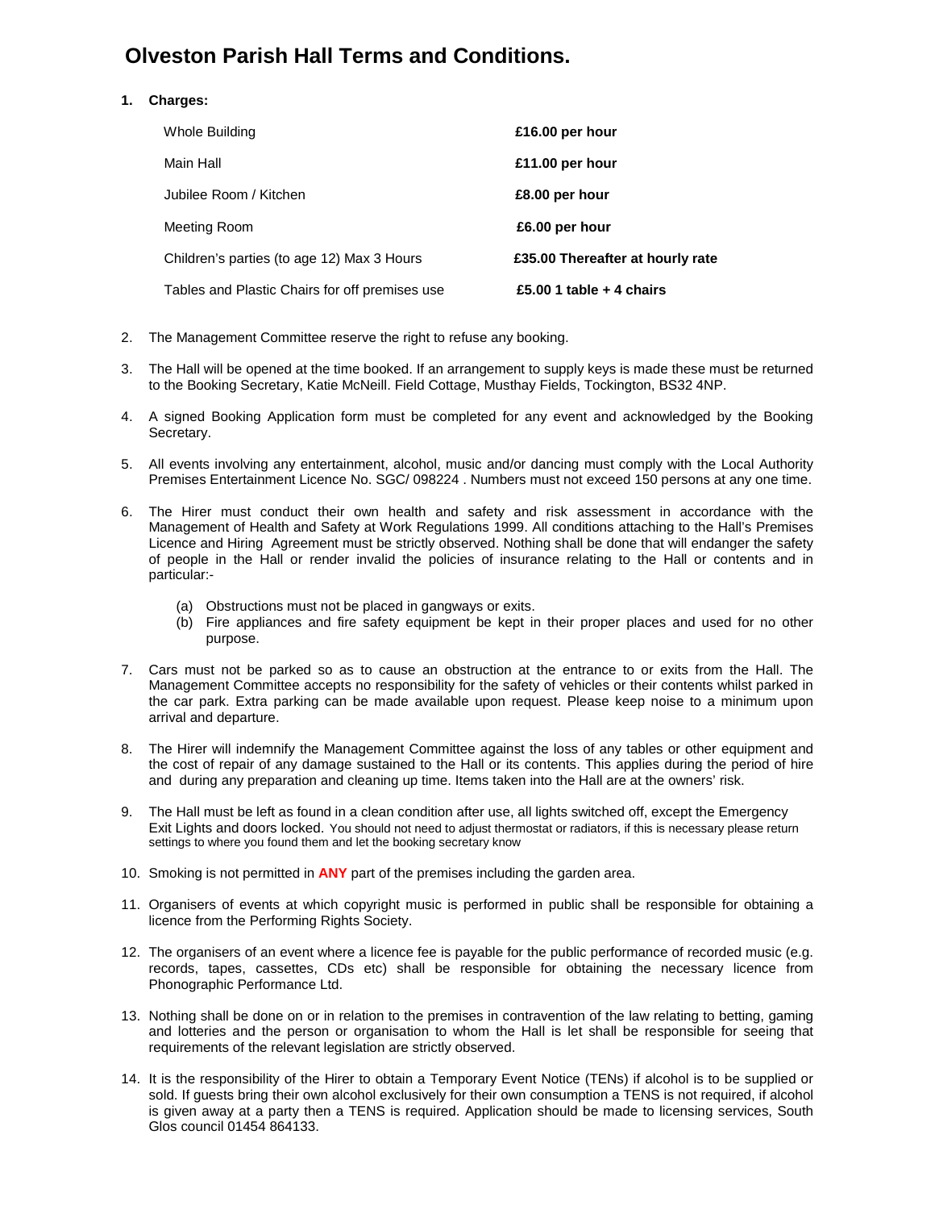# Olveston Parish Hall Terms and Conditions.

1. **Charges:**

| | |
|---|---|
| Whole Building | **£16.00 per hour** |
| Main Hall | **£11.00 per hour** |
| Jubilee Room / Kitchen | **£8.00 per hour** |
| Meeting Room | **£6.00 per hour** |
| Children's parties (to age 12) Max 3 Hours | **£35.00 Thereafter at hourly rate** |
| Tables and Plastic Chairs for off premises use | **£5.00 1 table + 4 chairs** |

2. The Management Committee reserve the right to refuse any booking.

3. The Hall will be opened at the time booked. If an arrangement to supply keys is made these must be returned to the Booking Secretary, Katie McNeill. Field Cottage, Musthay Fields, Tockington, BS32 4NP.

4. A signed Booking Application form must be completed for any event and acknowledged by the Booking Secretary.

5. All events involving any entertainment, alcohol, music and/or dancing must comply with the Local Authority Premises Entertainment Licence No. SGC/ 098224 . Numbers must not exceed 150 persons at any one time.

6. The Hirer must conduct their own health and safety and risk assessment in accordance with the Management of Health and Safety at Work Regulations 1999. All conditions attaching to the Hall's Premises Licence and Hiring Agreement must be strictly observed. Nothing shall be done that will endanger the safety of people in the Hall or render invalid the policies of insurance relating to the Hall or contents and in particular:-

   (a) Obstructions must not be placed in gangways or exits.
   (b) Fire appliances and fire safety equipment be kept in their proper places and used for no other purpose.

7. Cars must not be parked so as to cause an obstruction at the entrance to or exits from the Hall. The Management Committee accepts no responsibility for the safety of vehicles or their contents whilst parked in the car park. Extra parking can be made available upon request. Please keep noise to a minimum upon arrival and departure.

8. The Hirer will indemnify the Management Committee against the loss of any tables or other equipment and the cost of repair of any damage sustained to the Hall or its contents. This applies during the period of hire and during any preparation and cleaning up time. Items taken into the Hall are at the owners' risk.

9. The Hall must be left as found in a clean condition after use, all lights switched off, except the Emergency Exit Lights and doors locked. You should not need to adjust thermostat or radiators, if this is necessary please return settings to where you found them and let the booking secretary know

10. Smoking is not permitted in **ANY** part of the premises including the garden area.

11. Organisers of events at which copyright music is performed in public shall be responsible for obtaining a licence from the Performing Rights Society.

12. The organisers of an event where a licence fee is payable for the public performance of recorded music (e.g. records, tapes, cassettes, CDs etc) shall be responsible for obtaining the necessary licence from Phonographic Performance Ltd.

13. Nothing shall be done on or in relation to the premises in contravention of the law relating to betting, gaming and lotteries and the person or organisation to whom the Hall is let shall be responsible for seeing that requirements of the relevant legislation are strictly observed.

14. It is the responsibility of the Hirer to obtain a Temporary Event Notice (TENs) if alcohol is to be supplied or sold. If guests bring their own alcohol exclusively for their own consumption a TENS is not required, if alcohol is given away at a party then a TENS is required. Application should be made to licensing services, South Glos council 01454 864133.